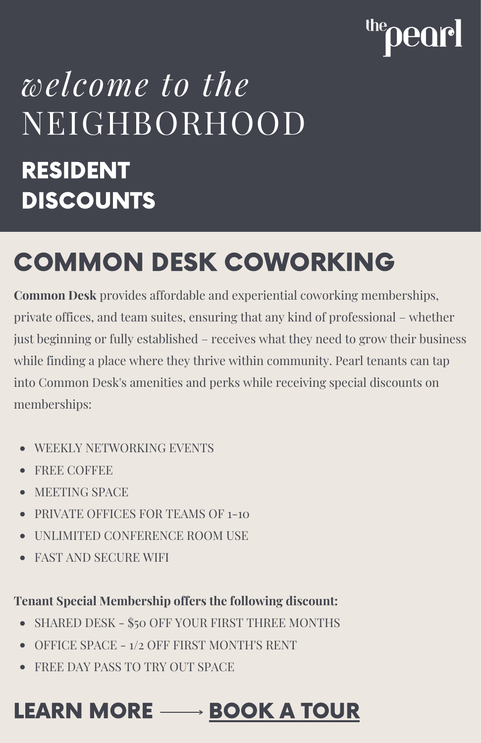the pearl

*welcome to the*
# NEIGHBORHOOD

## RESIDENT DISCOUNTS

## COMMON DESK COWORKING

**Common Desk** provides affordable and experiential coworking memberships, private offices, and team suites, ensuring that any kind of professional – whether just beginning or fully established – receives what they need to grow their business while finding a place where they thrive within community. Pearl tenants can tap into Common Desk's amenities and perks while receiving special discounts on memberships:

- WEEKLY NETWORKING EVENTS
- FREE COFFEE
- MEETING SPACE
- PRIVATE OFFICES FOR TEAMS OF 1-10
- UNLIMITED CONFERENCE ROOM USE
- FAST AND SECURE WIFI

**Tenant Special Membership offers the following discount:**

- SHARED DESK - $50 OFF YOUR FIRST THREE MONTHS
- OFFICE SPACE - 1/2 OFF FIRST MONTH'S RENT
- FREE DAY PASS TO TRY OUT SPACE

## LEARN MORE ⟶ BOOK A TOUR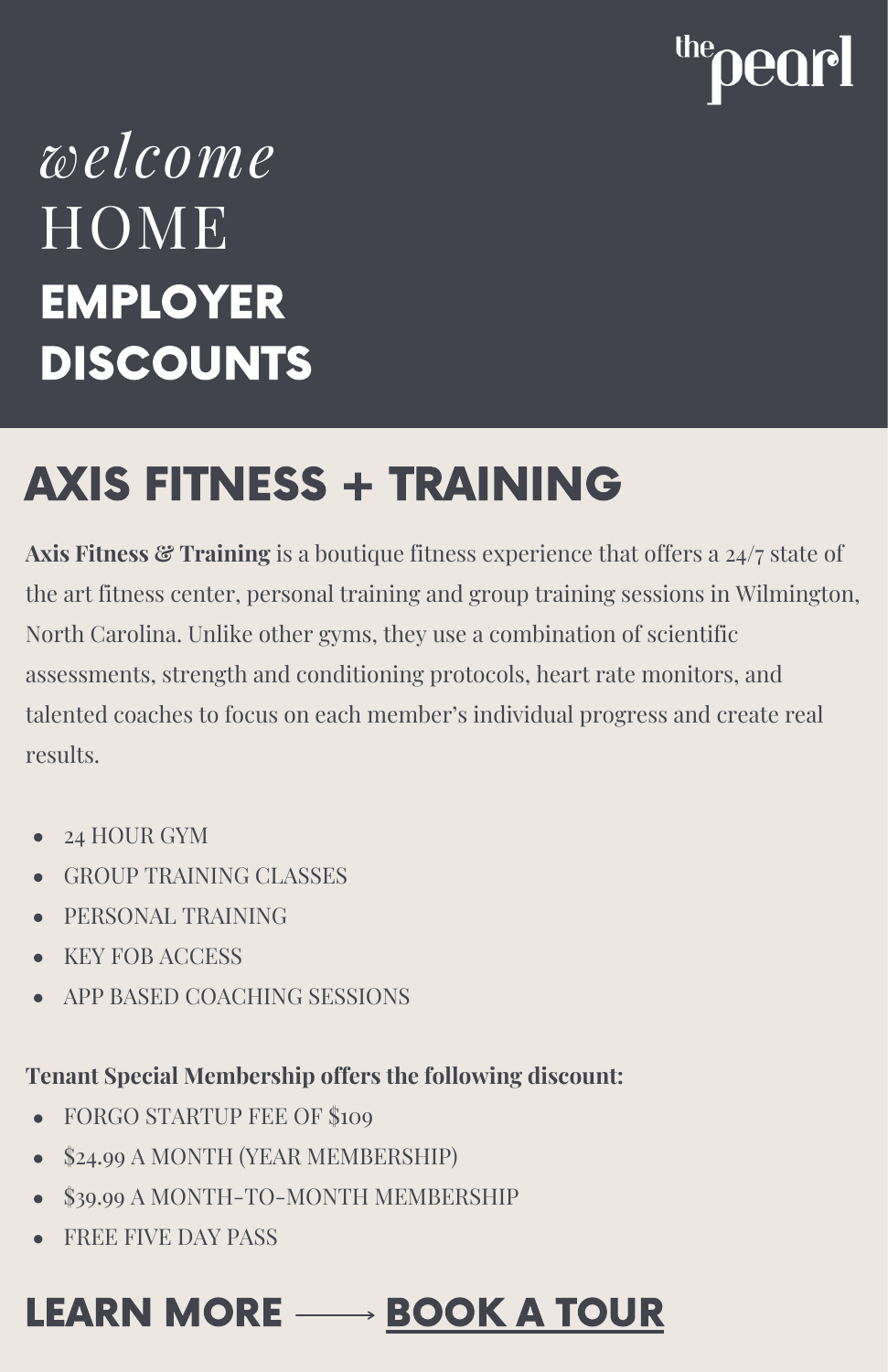the pearl

*welcome*
HOME

# EMPLOYER DISCOUNTS

## AXIS FITNESS + TRAINING

**Axis Fitness & Training** is a boutique fitness experience that offers a 24/7 state of the art fitness center, personal training and group training sessions in Wilmington, North Carolina. Unlike other gyms, they use a combination of scientific assessments, strength and conditioning protocols, heart rate monitors, and talented coaches to focus on each member's individual progress and create real results.

- 24 HOUR GYM
- GROUP TRAINING CLASSES
- PERSONAL TRAINING
- KEY FOB ACCESS
- APP BASED COACHING SESSIONS

**Tenant Special Membership offers the following discount:**

- FORGO STARTUP FEE OF $109
- $24.99 A MONTH (YEAR MEMBERSHIP)
- $39.99 A MONTH-TO-MONTH MEMBERSHIP
- FREE FIVE DAY PASS

## LEARN MORE ⟶ BOOK A TOUR